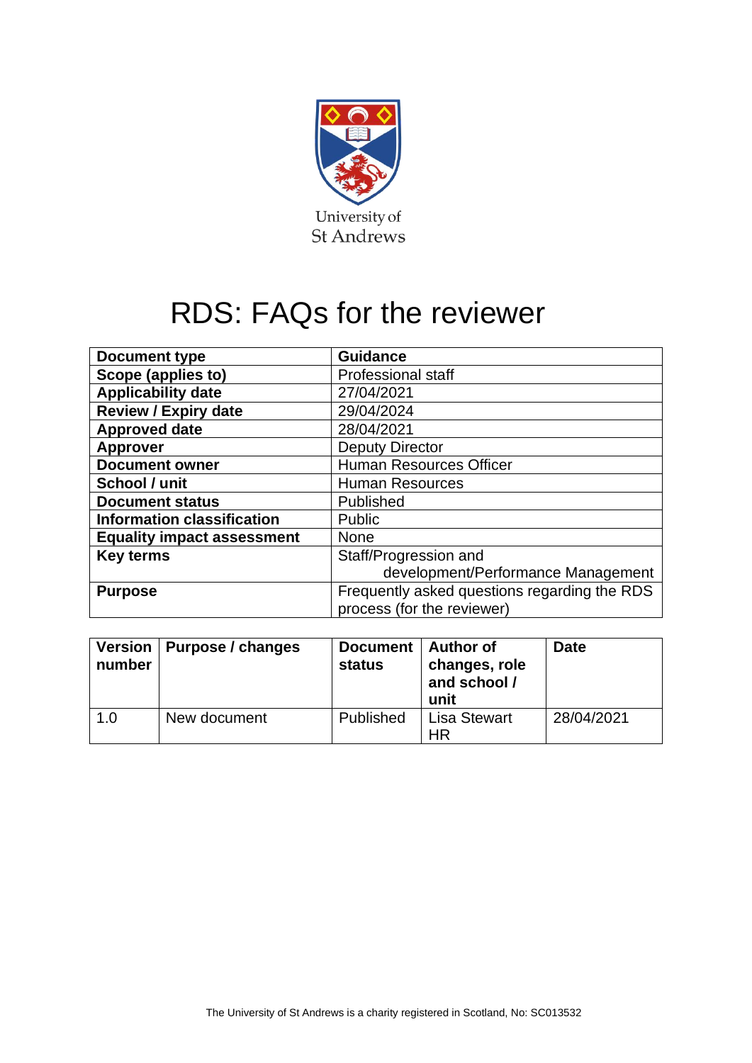University of St Andrews

# RDS: FAQs for the reviewer

| Document type | Guidance |
|---|---|
| Scope (applies to) | Professional staff |
| Applicability date | 27/04/2021 |
| Review / Expiry date | 29/04/2024 |
| Approved date | 28/04/2021 |
| Approver | Deputy Director |
| Document owner | Human Resources Officer |
| School / unit | Human Resources |
| Document status | Published |
| Information classification | Public |
| Equality impact assessment | None |
| Key terms | Staff/Progression and development/Performance Management |
| Purpose | Frequently asked questions regarding the RDS process (for the reviewer) |

| Version number | Purpose / changes | Document status | Author of changes, role and school / unit | Date |
|---|---|---|---|---|
| 1.0 | New document | Published | Lisa Stewart HR | 28/04/2021 |

The University of St Andrews is a charity registered in Scotland, No: SC013532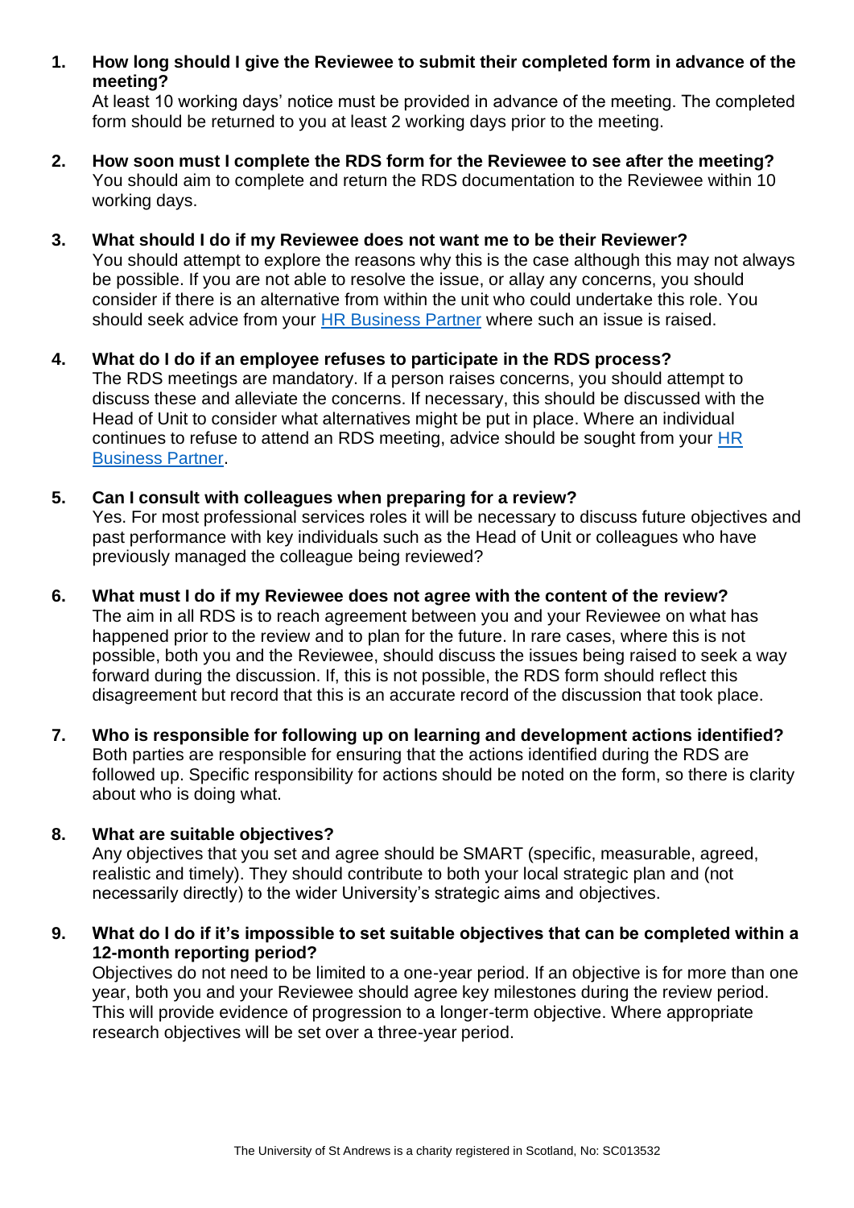1. **How long should I give the Reviewee to submit their completed form in advance of the meeting?**
   At least 10 working days' notice must be provided in advance of the meeting. The completed form should be returned to you at least 2 working days prior to the meeting.

2. **How soon must I complete the RDS form for the Reviewee to see after the meeting?**
   You should aim to complete and return the RDS documentation to the Reviewee within 10 working days.

3. **What should I do if my Reviewee does not want me to be their Reviewer?**
   You should attempt to explore the reasons why this is the case although this may not always be possible. If you are not able to resolve the issue, or allay any concerns, you should consider if there is an alternative from within the unit who could undertake this role. You should seek advice from your HR Business Partner where such an issue is raised.

4. **What do I do if an employee refuses to participate in the RDS process?**
   The RDS meetings are mandatory. If a person raises concerns, you should attempt to discuss these and alleviate the concerns. If necessary, this should be discussed with the Head of Unit to consider what alternatives might be put in place. Where an individual continues to refuse to attend an RDS meeting, advice should be sought from your HR Business Partner.

5. **Can I consult with colleagues when preparing for a review?**
   Yes. For most professional services roles it will be necessary to discuss future objectives and past performance with key individuals such as the Head of Unit or colleagues who have previously managed the colleague being reviewed?

6. **What must I do if my Reviewee does not agree with the content of the review?**
   The aim in all RDS is to reach agreement between you and your Reviewee on what has happened prior to the review and to plan for the future. In rare cases, where this is not possible, both you and the Reviewee, should discuss the issues being raised to seek a way forward during the discussion. If, this is not possible, the RDS form should reflect this disagreement but record that this is an accurate record of the discussion that took place.

7. **Who is responsible for following up on learning and development actions identified?**
   Both parties are responsible for ensuring that the actions identified during the RDS are followed up. Specific responsibility for actions should be noted on the form, so there is clarity about who is doing what.

8. **What are suitable objectives?**
   Any objectives that you set and agree should be SMART (specific, measurable, agreed, realistic and timely). They should contribute to both your local strategic plan and (not necessarily directly) to the wider University's strategic aims and objectives.

9. **What do I do if it's impossible to set suitable objectives that can be completed within a 12-month reporting period?**
   Objectives do not need to be limited to a one-year period. If an objective is for more than one year, both you and your Reviewee should agree key milestones during the review period. This will provide evidence of progression to a longer-term objective. Where appropriate research objectives will be set over a three-year period.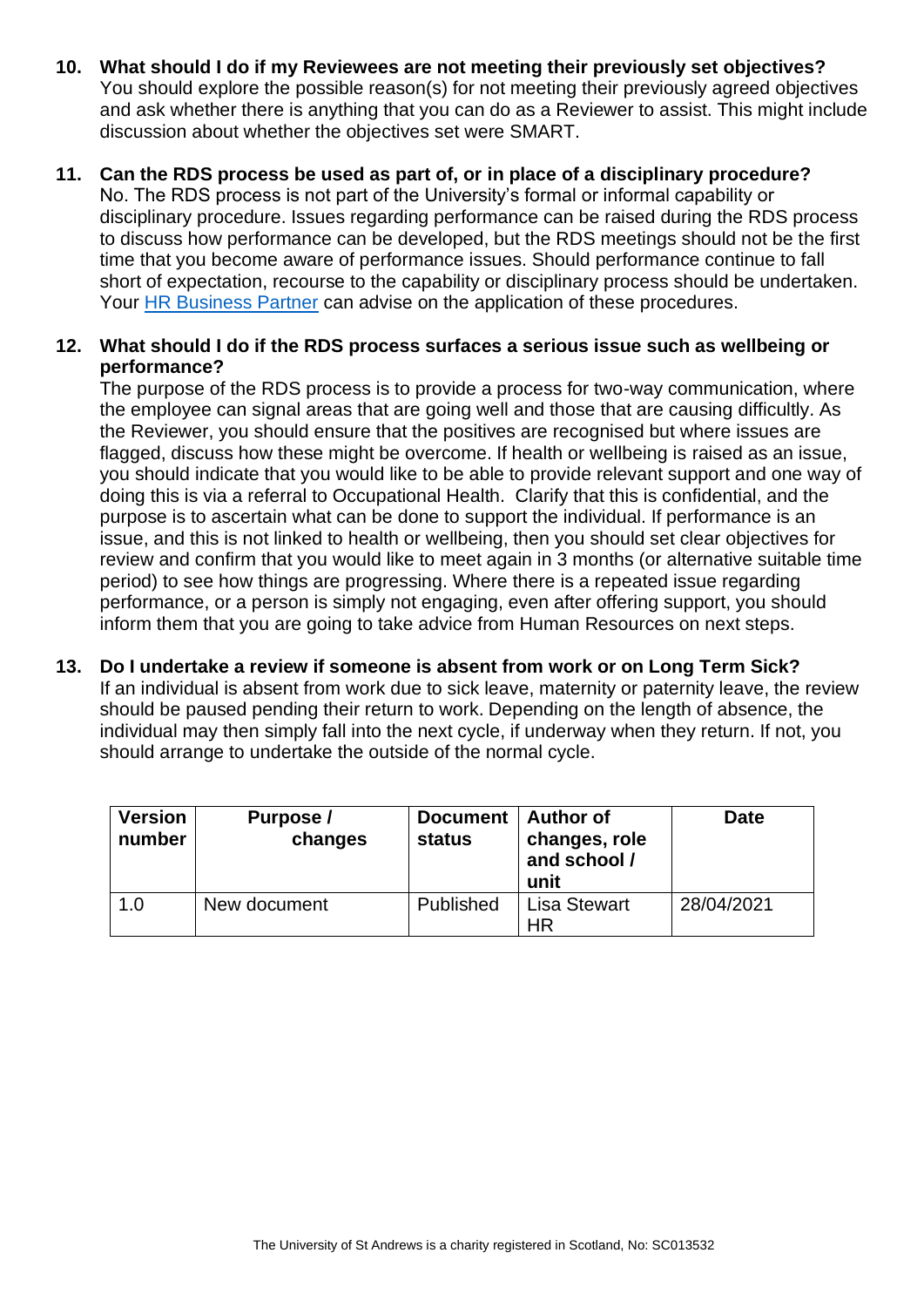**10. What should I do if my Reviewees are not meeting their previously set objectives?**

You should explore the possible reason(s) for not meeting their previously agreed objectives and ask whether there is anything that you can do as a Reviewer to assist. This might include discussion about whether the objectives set were SMART.

**11. Can the RDS process be used as part of, or in place of a disciplinary procedure?**

No. The RDS process is not part of the University's formal or informal capability or disciplinary procedure. Issues regarding performance can be raised during the RDS process to discuss how performance can be developed, but the RDS meetings should not be the first time that you become aware of performance issues. Should performance continue to fall short of expectation, recourse to the capability or disciplinary process should be undertaken. Your HR Business Partner can advise on the application of these procedures.

**12. What should I do if the RDS process surfaces a serious issue such as wellbeing or performance?**

The purpose of the RDS process is to provide a process for two-way communication, where the employee can signal areas that are going well and those that are causing difficultly. As the Reviewer, you should ensure that the positives are recognised but where issues are flagged, discuss how these might be overcome. If health or wellbeing is raised as an issue, you should indicate that you would like to be able to provide relevant support and one way of doing this is via a referral to Occupational Health. Clarify that this is confidential, and the purpose is to ascertain what can be done to support the individual. If performance is an issue, and this is not linked to health or wellbeing, then you should set clear objectives for review and confirm that you would like to meet again in 3 months (or alternative suitable time period) to see how things are progressing. Where there is a repeated issue regarding performance, or a person is simply not engaging, even after offering support, you should inform them that you are going to take advice from Human Resources on next steps.

**13. Do I undertake a review if someone is absent from work or on Long Term Sick?**

If an individual is absent from work due to sick leave, maternity or paternity leave, the review should be paused pending their return to work. Depending on the length of absence, the individual may then simply fall into the next cycle, if underway when they return. If not, you should arrange to undertake the outside of the normal cycle.

| Version number | Purpose / changes | Document status | Author of changes, role and school / unit | Date |
|---|---|---|---|---|
| 1.0 | New document | Published | Lisa Stewart HR | 28/04/2021 |

The University of St Andrews is a charity registered in Scotland, No: SC013532